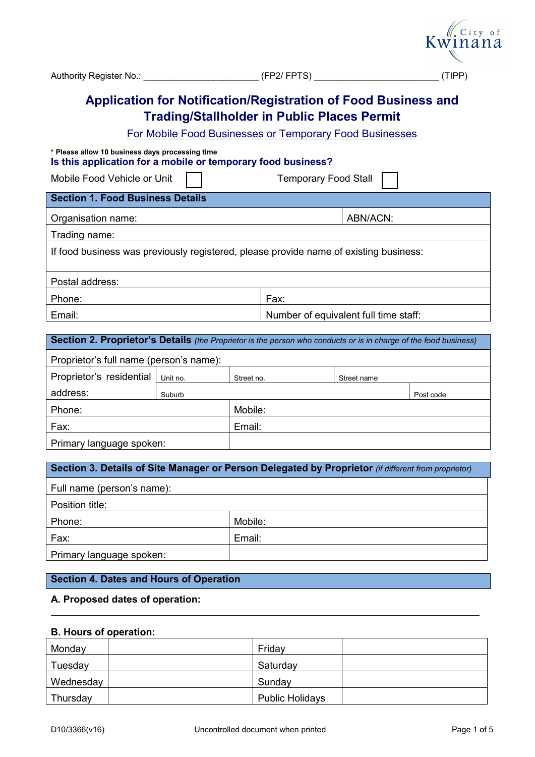Authority Register No.: ______________________ (FP2/ FPTS) ________________________ (TIPP)

# Application for Notification/Registration of Food Business and Trading/Stallholder in Public Places Permit

For Mobile Food Businesses or Temporary Food Businesses

**\* Please allow 10 business days processing time**

**Is this application for a mobile or temporary food business?**

Mobile Food Vehicle or Unit ☐ Temporary Food Stall ☐

| **Section 1. Food Business Details** | |
|---|---|
| Organisation name: | ABN/ACN: |
| Trading name: | |
| If food business was previously registered, please provide name of existing business: | |
| Postal address: | |
| Phone: | Fax: |
| Email: | Number of equivalent full time staff: |

| **Section 2. Proprietor's Details** *(the Proprietor is the person who conducts or is in charge of the food business)* | | | | |
|---|---|---|---|---|
| Proprietor's full name (person's name): | | | | |
| Proprietor's residential address: | Unit no. | Street no. | Street name | |
| | Suburb | | | Post code |
| Phone: | Mobile: | | | |
| Fax: | Email: | | | |
| Primary language spoken: | | | | |

| **Section 3. Details of Site Manager or Person Delegated by Proprietor** *(if different from proprietor)* | |
|---|---|
| Full name (person's name): | |
| Position title: | |
| Phone: | Mobile: |
| Fax: | Email: |
| Primary language spoken: | |

## Section 4. Dates and Hours of Operation

**A. Proposed dates of operation:**

______________________________________________________________________

**B. Hours of operation:**

| Monday | | Friday | |
|---|---|---|---|
| Tuesday | | Saturday | |
| Wednesday | | Sunday | |
| Thursday | | Public Holidays | |

D10/3366(v16) Uncontrolled document when printed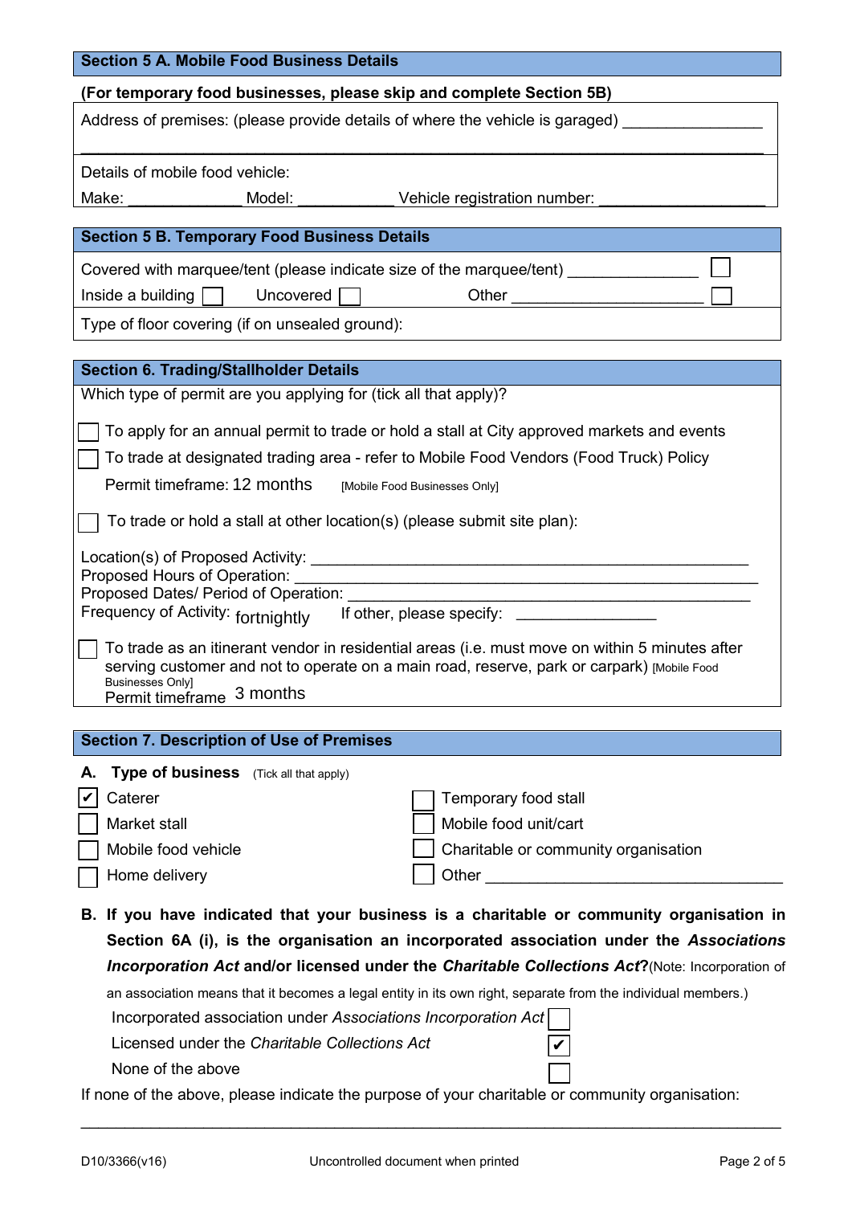## Section 5 A. Mobile Food Business Details

**(For temporary food businesses, please skip and complete Section 5B)**

Address of premises: (please provide details of where the vehicle is garaged) ________________

______________________________________________________________________________

Details of mobile food vehicle:

Make: _____________ Model: ___________ Vehicle registration number: ___________________

## Section 5 B. Temporary Food Business Details

Covered with marquee/tent (please indicate size of the marquee/tent) _______________ ☐

Inside a building ☐ Uncovered ☐ Other ______________________ ☐

Type of floor covering (if on unsealed ground):

## Section 6. Trading/Stallholder Details

Which type of permit are you applying for (tick all that apply)?

☐ To apply for an annual permit to trade or hold a stall at City approved markets and events

☐ To trade at designated trading area - refer to Mobile Food Vendors (Food Truck) Policy

Permit timeframe: 12 months [Mobile Food Businesses Only]

☐ To trade or hold a stall at other location(s) (please submit site plan):

Location(s) of Proposed Activity: ___________________________________________________

Proposed Hours of Operation: _______________________________________________________

Proposed Dates/ Period of Operation: ________________________________________________

Frequency of Activity: fortnightly If other, please specify: ________________

☐ To trade as an itinerant vendor in residential areas (i.e. must move on within 5 minutes after serving customer and not to operate on a main road, reserve, park or carpark) [Mobile Food Businesses Only]

Permit timeframe 3 months

## Section 7. Description of Use of Premises

**A. Type of business** (Tick all that apply)

- ☑ Caterer
- ☐ Market stall
- ☐ Mobile food vehicle
- ☐ Home delivery
- ☐ Temporary food stall
- ☐ Mobile food unit/cart
- ☐ Charitable or community organisation
- ☐ Other ___________________________________

**B. If you have indicated that your business is a charitable or community organisation in Section 6A (i), is the organisation an incorporated association under the *Associations Incorporation Act* and/or licensed under the *Charitable Collections Act*?** (Note: Incorporation of an association means that it becomes a legal entity in its own right, separate from the individual members.)

Incorporated association under *Associations Incorporation Act* ☐

Licensed under the *Charitable Collections Act* ☑

None of the above ☐

If none of the above, please indicate the purpose of your charitable or community organisation:

______________________________________________________________________________

D10/3366(v16) Uncontrolled document when printed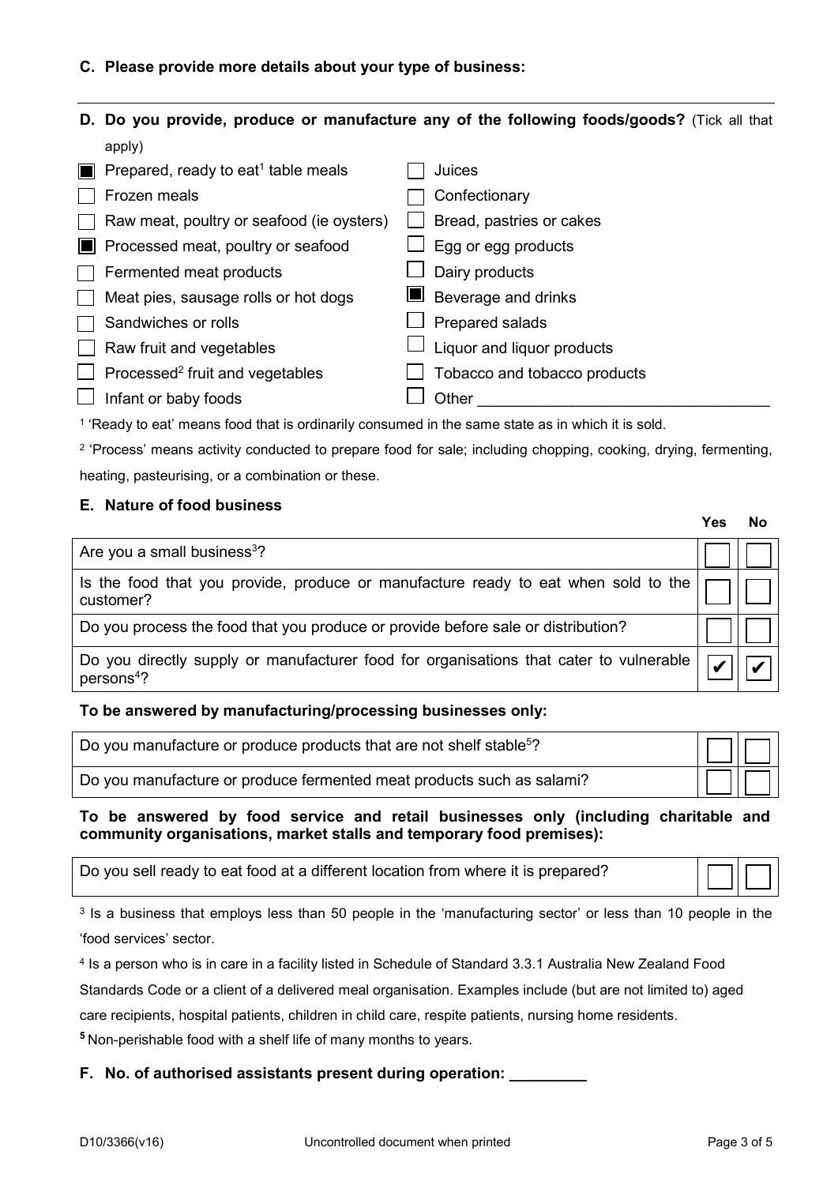**C. Please provide more details about your type of business:**

---

**D. Do you provide, produce or manufacture any of the following foods/goods?** (Tick all that apply)

- ☒ Prepared, ready to eat[1] table meals
- ☐ Frozen meals
- ☐ Raw meat, poultry or seafood (ie oysters)
- ☒ Processed meat, poultry or seafood
- ☐ Fermented meat products
- ☐ Meat pies, sausage rolls or hot dogs
- ☐ Sandwiches or rolls
- ☐ Raw fruit and vegetables
- ☐ Processed[2] fruit and vegetables
- ☐ Infant or baby foods
- ☐ Juices
- ☐ Confectionary
- ☐ Bread, pastries or cakes
- ☐ Egg or egg products
- ☐ Dairy products
- ☒ Beverage and drinks
- ☐ Prepared salads
- ☐ Liquor and liquor products
- ☐ Tobacco and tobacco products
- ☐ Other \_\_\_\_\_\_\_\_\_\_\_\_\_\_\_\_\_\_\_\_\_\_\_\_\_\_\_\_\_\_\_\_

[1] 'Ready to eat' means food that is ordinarily consumed in the same state as in which it is sold.

[2] 'Process' means activity conducted to prepare food for sale; including chopping, cooking, drying, fermenting, heating, pasteurising, or a combination or these.

**E. Nature of food business**

| | Yes | No |
|---|---|---|
| Are you a small business[3]? | ☐ | ☐ |
| Is the food that you provide, produce or manufacture ready to eat when sold to the customer? | ☐ | ☐ |
| Do you process the food that you produce or provide before sale or distribution? | ☐ | ☐ |
| Do you directly supply or manufacturer food for organisations that cater to vulnerable persons[4]? | ✔ | ✔ |

**To be answered by manufacturing/processing businesses only:**

| | Yes | No |
|---|---|---|
| Do you manufacture or produce products that are not shelf stable[5]? | ☐ | ☐ |
| Do you manufacture or produce fermented meat products such as salami? | ☐ | ☐ |

**To be answered by food service and retail businesses only (including charitable and community organisations, market stalls and temporary food premises):**

| | Yes | No |
|---|---|---|
| Do you sell ready to eat food at a different location from where it is prepared? | ☐ | ☐ |

[3] Is a business that employs less than 50 people in the 'manufacturing sector' or less than 10 people in the 'food services' sector.

[4] Is a person who is in care in a facility listed in Schedule of Standard 3.3.1 Australia New Zealand Food Standards Code or a client of a delivered meal organisation. Examples include (but are not limited to) aged care recipients, hospital patients, children in child care, respite patients, nursing home residents.

[5] Non-perishable food with a shelf life of many months to years.

**F. No. of authorised assistants present during operation: \_\_\_\_\_\_\_\_\_**

D10/3366(v16) Uncontrolled document when printed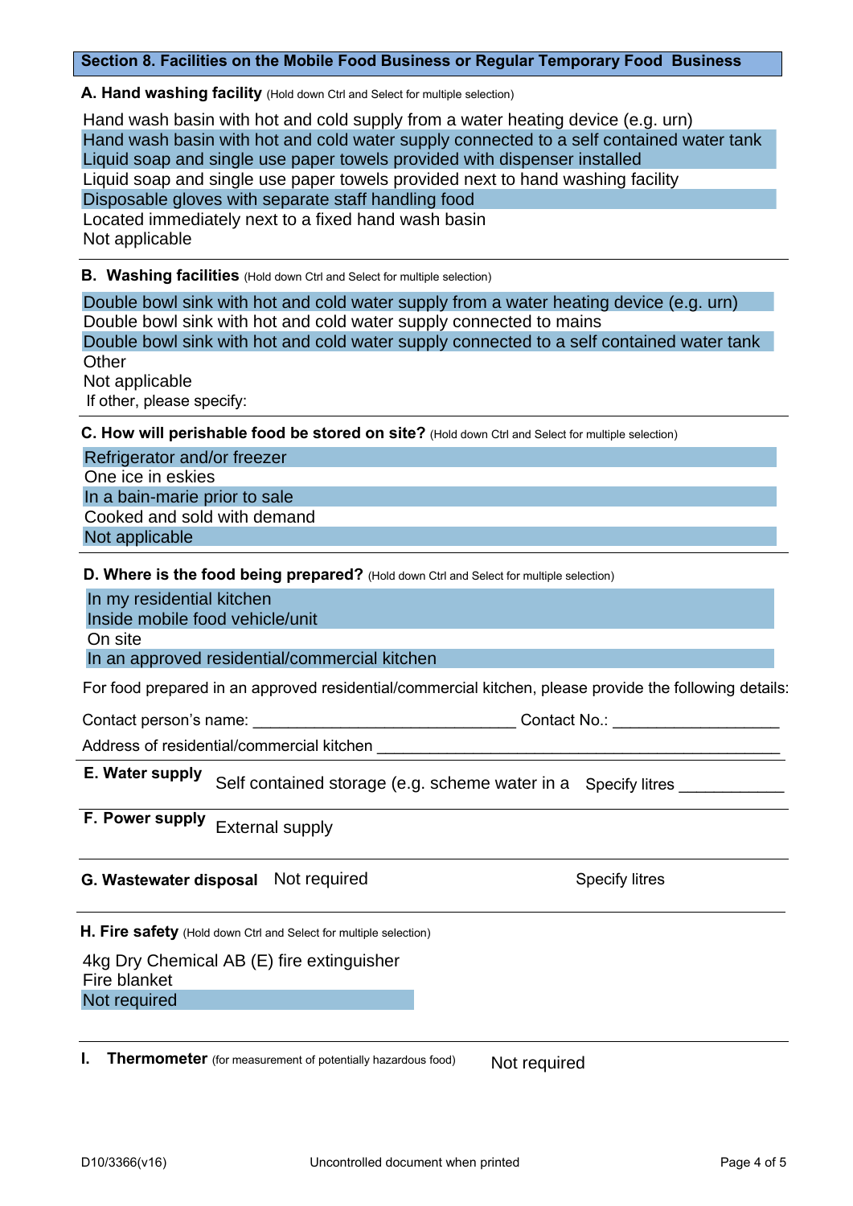## Section 8. Facilities on the Mobile Food Business or Regular Temporary Food Business

**A. Hand washing facility** (Hold down Ctrl and Select for multiple selection)

Hand wash basin with hot and cold supply from a water heating device (e.g. urn)
Hand wash basin with hot and cold water supply connected to a self contained water tank
Liquid soap and single use paper towels provided with dispenser installed
Liquid soap and single use paper towels provided next to hand washing facility
Disposable gloves with separate staff handling food
Located immediately next to a fixed hand wash basin
Not applicable

**B. Washing facilities** (Hold down Ctrl and Select for multiple selection)

Double bowl sink with hot and cold water supply from a water heating device (e.g. urn)
Double bowl sink with hot and cold water supply connected to mains
Double bowl sink with hot and cold water supply connected to a self contained water tank
Other
Not applicable
If other, please specify:

**C. How will perishable food be stored on site?** (Hold down Ctrl and Select for multiple selection)

Refrigerator and/or freezer
One ice in eskies
In a bain-marie prior to sale
Cooked and sold with demand
Not applicable

**D. Where is the food being prepared?** (Hold down Ctrl and Select for multiple selection)

In my residential kitchen
Inside mobile food vehicle/unit
On site
In an approved residential/commercial kitchen

For food prepared in an approved residential/commercial kitchen, please provide the following details:

Contact person's name: ______________________________ Contact No.: ___________________

Address of residential/commercial kitchen _____________________________________________

**E. Water supply** Self contained storage (e.g. scheme water in a  Specify litres ___________

**F. Power supply** External supply

**G. Wastewater disposal** Not required  Specify litres

**H. Fire safety** (Hold down Ctrl and Select for multiple selection)

4kg Dry Chemical AB (E) fire extinguisher
Fire blanket
Not required

**I. Thermometer** (for measurement of potentially hazardous food) Not required

D10/3366(v16) Uncontrolled document when printed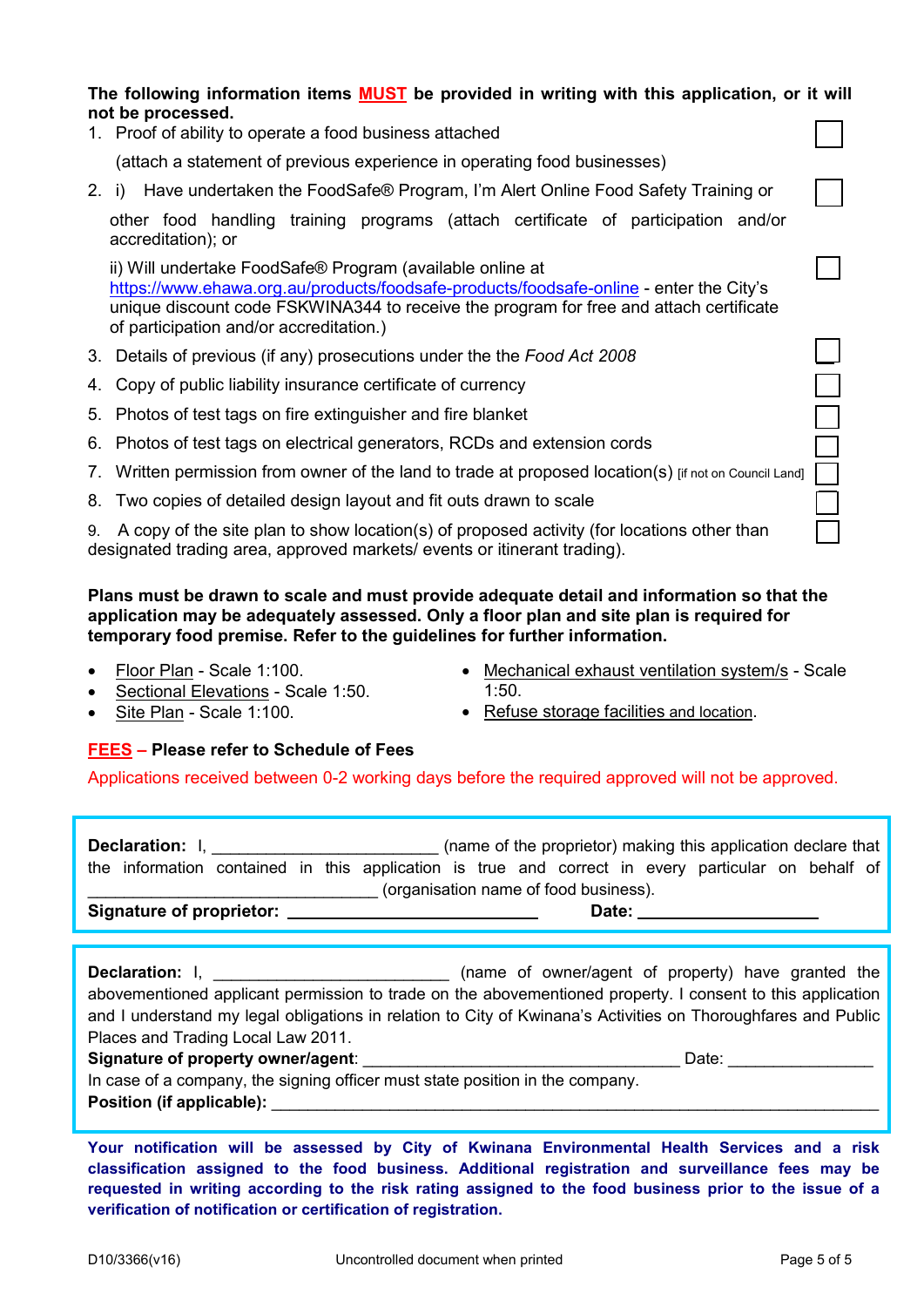**The following information items MUST be provided in writing with this application, or it will not be processed.**

1. Proof of ability to operate a food business attached ☐

   (attach a statement of previous experience in operating food businesses)

2. i) Have undertaken the FoodSafe® Program, I'm Alert Online Food Safety Training or other food handling training programs (attach certificate of participation and/or accreditation); or ☐

   ii) Will undertake FoodSafe® Program (available online at https://www.ehawa.org.au/products/foodsafe-products/foodsafe-online - enter the City's unique discount code FSKWINA344 to receive the program for free and attach certificate of participation and/or accreditation.) ☐

3. Details of previous (if any) prosecutions under the the *Food Act 2008* ☐
4. Copy of public liability insurance certificate of currency ☐
5. Photos of test tags on fire extinguisher and fire blanket ☐
6. Photos of test tags on electrical generators, RCDs and extension cords ☐
7. Written permission from owner of the land to trade at proposed location(s) [if not on Council Land] ☐
8. Two copies of detailed design layout and fit outs drawn to scale ☐
9. A copy of the site plan to show location(s) of proposed activity (for locations other than designated trading area, approved markets/ events or itinerant trading). ☐

**Plans must be drawn to scale and must provide adequate detail and information so that the application may be adequately assessed. Only a floor plan and site plan is required for temporary food premise. Refer to the guidelines for further information.**

- Floor Plan - Scale 1:100.
- Sectional Elevations - Scale 1:50.
- Site Plan - Scale 1:100.
- Mechanical exhaust ventilation system/s - Scale 1:50.
- Refuse storage facilities and location.

**FEES – Please refer to Schedule of Fees**

Applications received between 0-2 working days before the required approved will not be approved.

**Declaration:** I, ________________________ (name of the proprietor) making this application declare that the information contained in this application is true and correct in every particular on behalf of _______________________________ (organisation name of food business).

**Signature of proprietor:** __________________________ **Date:** ____________________

**Declaration:** I, _________________________ (name of owner/agent of property) have granted the abovementioned applicant permission to trade on the abovementioned property. I consent to this application and I understand my legal obligations in relation to City of Kwinana's Activities on Thoroughfares and Public Places and Trading Local Law 2011.

**Signature of property owner/agent**: __________________________________ Date: ________________

In case of a company, the signing officer must state position in the company.

**Position (if applicable):** ______________________________________________________________

**Your notification will be assessed by City of Kwinana Environmental Health Services and a risk classification assigned to the food business. Additional registration and surveillance fees may be requested in writing according to the risk rating assigned to the food business prior to the issue of a verification of notification or certification of registration.**

D10/3366(v16) Uncontrolled document when printed